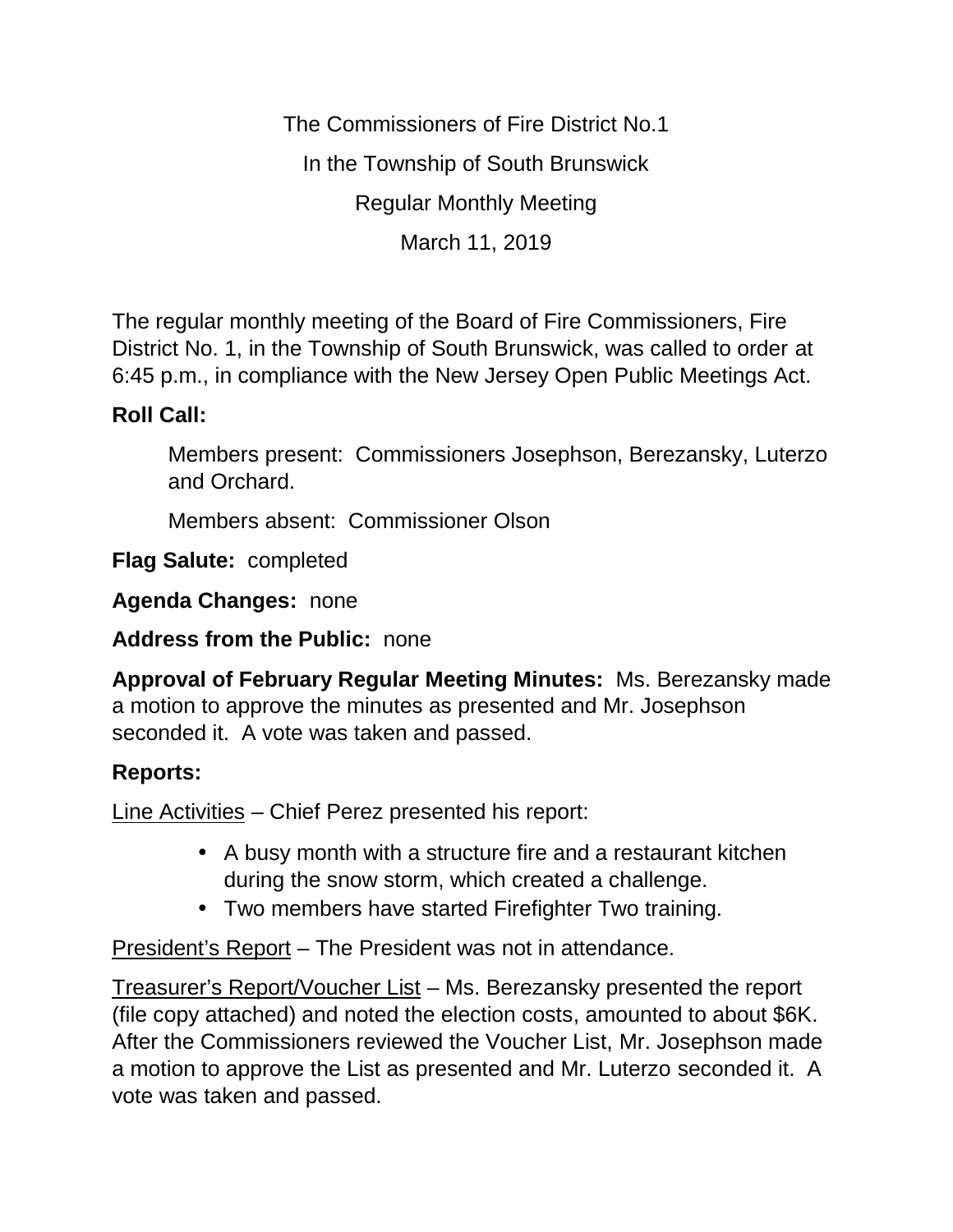The Commissioners of Fire District No.1

In the Township of South Brunswick

Regular Monthly Meeting

March 11, 2019

The regular monthly meeting of the Board of Fire Commissioners, Fire District No. 1, in the Township of South Brunswick, was called to order at 6:45 p.m., in compliance with the New Jersey Open Public Meetings Act.

**Roll Call:**

Members present: Commissioners Josephson, Berezansky, Luterzo and Orchard.

Members absent: Commissioner Olson

**Flag Salute:** completed

**Agenda Changes:** none

**Address from the Public:** none

**Approval of February Regular Meeting Minutes:** Ms. Berezansky made a motion to approve the minutes as presented and Mr. Josephson seconded it. A vote was taken and passed.

**Reports:**

Line Activities – Chief Perez presented his report:

- A busy month with a structure fire and a restaurant kitchen during the snow storm, which created a challenge.
- Two members have started Firefighter Two training.

President's Report – The President was not in attendance.

Treasurer's Report/Voucher List – Ms. Berezansky presented the report (file copy attached) and noted the election costs, amounted to about $6K. After the Commissioners reviewed the Voucher List, Mr. Josephson made a motion to approve the List as presented and Mr. Luterzo seconded it. A vote was taken and passed.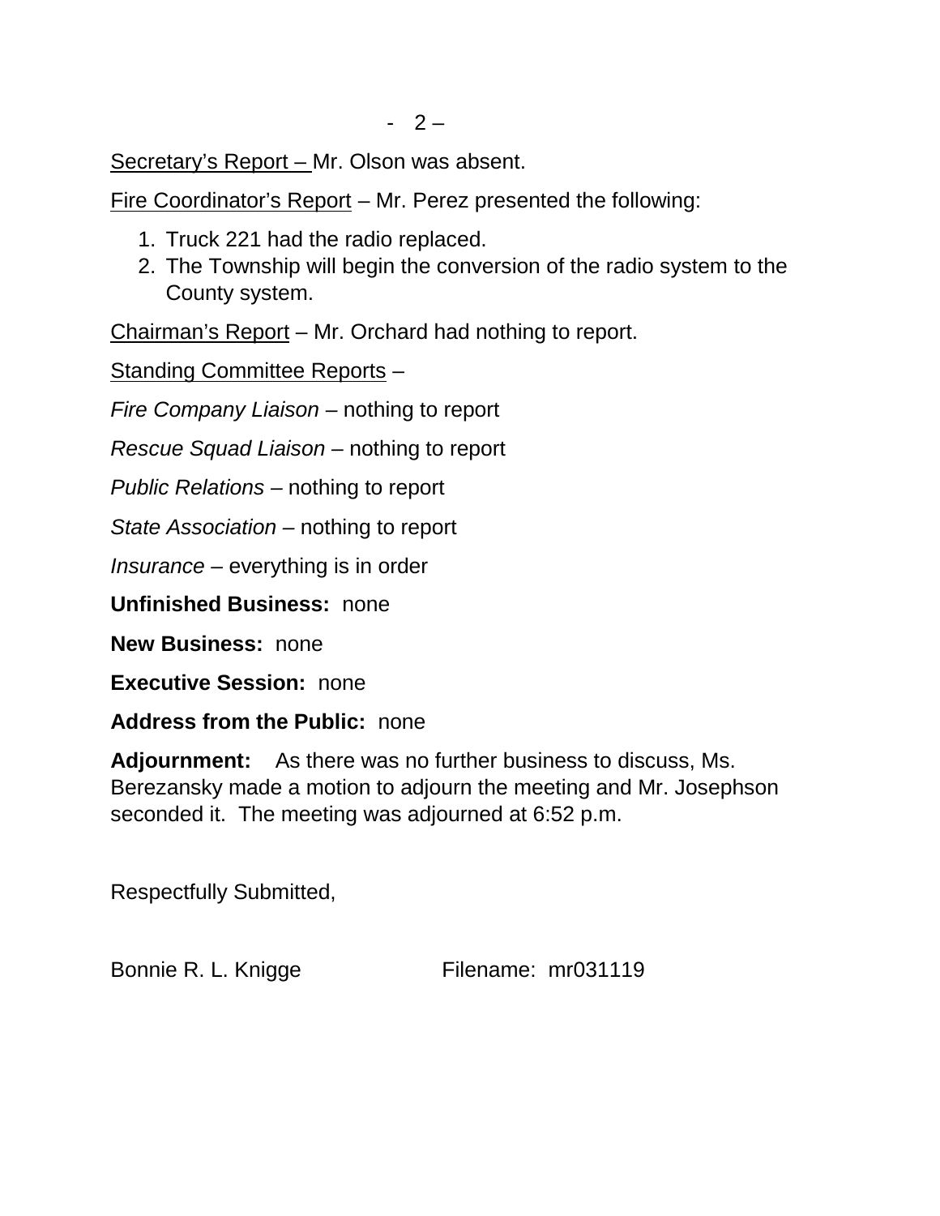Secretary's Report – Mr. Olson was absent.

Fire Coordinator's Report – Mr. Perez presented the following:

1. Truck 221 had the radio replaced.
2. The Township will begin the conversion of the radio system to the County system.

Chairman's Report – Mr. Orchard had nothing to report.

Standing Committee Reports –

*Fire Company Liaison* – nothing to report

*Rescue Squad Liaison* – nothing to report

*Public Relations* – nothing to report

*State Association* – nothing to report

*Insurance* – everything is in order

**Unfinished Business:** none

**New Business:** none

**Executive Session:** none

**Address from the Public:** none

**Adjournment:** As there was no further business to discuss, Ms. Berezansky made a motion to adjourn the meeting and Mr. Josephson seconded it. The meeting was adjourned at 6:52 p.m.

Respectfully Submitted,

Bonnie R. L. Knigge          Filename: mr031119